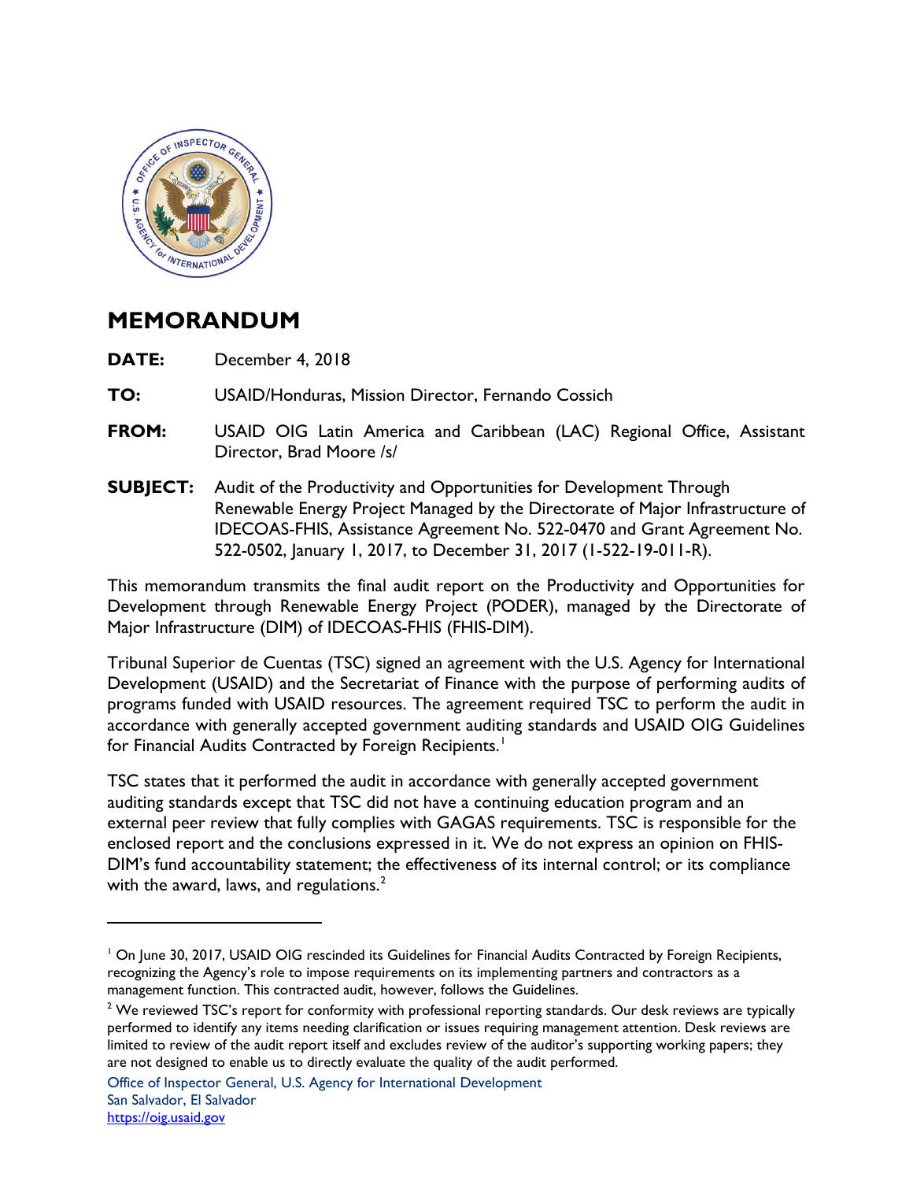# MEMORANDUM

**DATE:** December 4, 2018

**TO:** USAID/Honduras, Mission Director, Fernando Cossich

**FROM:** USAID OIG Latin America and Caribbean (LAC) Regional Office, Assistant Director, Brad Moore /s/

**SUBJECT:** Audit of the Productivity and Opportunities for Development Through Renewable Energy Project Managed by the Directorate of Major Infrastructure of IDECOAS-FHIS, Assistance Agreement No. 522-0470 and Grant Agreement No. 522-0502, January 1, 2017, to December 31, 2017 (1-522-19-011-R).

This memorandum transmits the final audit report on the Productivity and Opportunities for Development through Renewable Energy Project (PODER), managed by the Directorate of Major Infrastructure (DIM) of IDECOAS-FHIS (FHIS-DIM).

Tribunal Superior de Cuentas (TSC) signed an agreement with the U.S. Agency for International Development (USAID) and the Secretariat of Finance with the purpose of performing audits of programs funded with USAID resources. The agreement required TSC to perform the audit in accordance with generally accepted government auditing standards and USAID OIG Guidelines for Financial Audits Contracted by Foreign Recipients.[1]

TSC states that it performed the audit in accordance with generally accepted government auditing standards except that TSC did not have a continuing education program and an external peer review that fully complies with GAGAS requirements. TSC is responsible for the enclosed report and the conclusions expressed in it. We do not express an opinion on FHIS-DIM's fund accountability statement; the effectiveness of its internal control; or its compliance with the award, laws, and regulations.[2]

---

[1] On June 30, 2017, USAID OIG rescinded its Guidelines for Financial Audits Contracted by Foreign Recipients, recognizing the Agency's role to impose requirements on its implementing partners and contractors as a management function. This contracted audit, however, follows the Guidelines.

[2] We reviewed TSC's report for conformity with professional reporting standards. Our desk reviews are typically performed to identify any items needing clarification or issues requiring management attention. Desk reviews are limited to review of the audit report itself and excludes review of the auditor's supporting working papers; they are not designed to enable us to directly evaluate the quality of the audit performed.

Office of Inspector General, U.S. Agency for International Development
San Salvador, El Salvador
https://oig.usaid.gov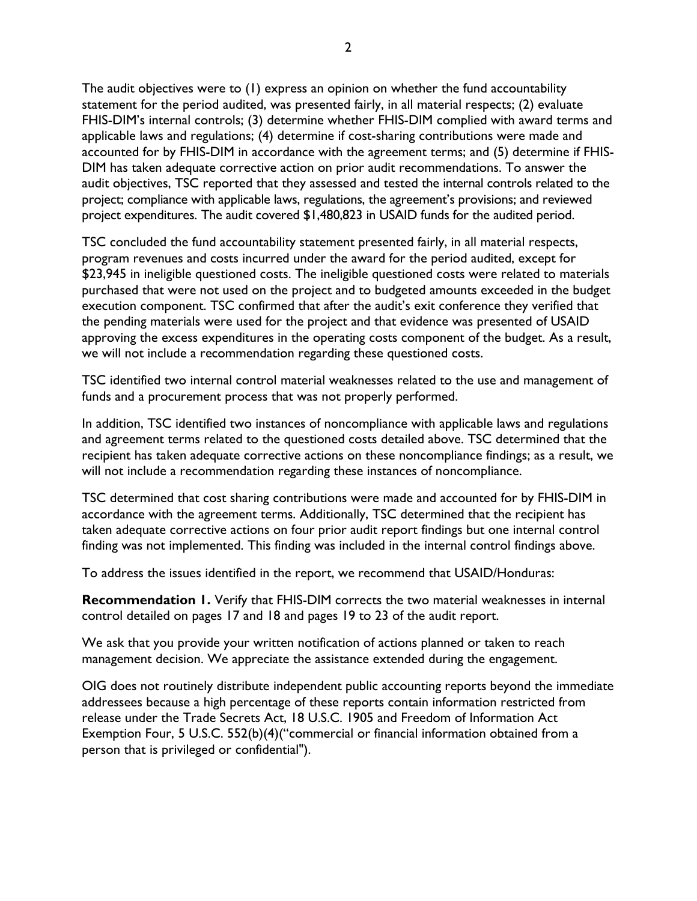The audit objectives were to (1) express an opinion on whether the fund accountability statement for the period audited, was presented fairly, in all material respects; (2) evaluate FHIS-DIM's internal controls; (3) determine whether FHIS-DIM complied with award terms and applicable laws and regulations; (4) determine if cost-sharing contributions were made and accounted for by FHIS-DIM in accordance with the agreement terms; and (5) determine if FHIS-DIM has taken adequate corrective action on prior audit recommendations. To answer the audit objectives, TSC reported that they assessed and tested the internal controls related to the project; compliance with applicable laws, regulations, the agreement's provisions; and reviewed project expenditures. The audit covered $1,480,823 in USAID funds for the audited period.

TSC concluded the fund accountability statement presented fairly, in all material respects, program revenues and costs incurred under the award for the period audited, except for $23,945 in ineligible questioned costs. The ineligible questioned costs were related to materials purchased that were not used on the project and to budgeted amounts exceeded in the budget execution component. TSC confirmed that after the audit's exit conference they verified that the pending materials were used for the project and that evidence was presented of USAID approving the excess expenditures in the operating costs component of the budget. As a result, we will not include a recommendation regarding these questioned costs.

TSC identified two internal control material weaknesses related to the use and management of funds and a procurement process that was not properly performed.

In addition, TSC identified two instances of noncompliance with applicable laws and regulations and agreement terms related to the questioned costs detailed above. TSC determined that the recipient has taken adequate corrective actions on these noncompliance findings; as a result, we will not include a recommendation regarding these instances of noncompliance.

TSC determined that cost sharing contributions were made and accounted for by FHIS-DIM in accordance with the agreement terms. Additionally, TSC determined that the recipient has taken adequate corrective actions on four prior audit report findings but one internal control finding was not implemented. This finding was included in the internal control findings above.

To address the issues identified in the report, we recommend that USAID/Honduras:

**Recommendation 1.** Verify that FHIS-DIM corrects the two material weaknesses in internal control detailed on pages 17 and 18 and pages 19 to 23 of the audit report.

We ask that you provide your written notification of actions planned or taken to reach management decision. We appreciate the assistance extended during the engagement.

OIG does not routinely distribute independent public accounting reports beyond the immediate addressees because a high percentage of these reports contain information restricted from release under the Trade Secrets Act, 18 U.S.C. 1905 and Freedom of Information Act Exemption Four, 5 U.S.C. 552(b)(4)("commercial or financial information obtained from a person that is privileged or confidential").